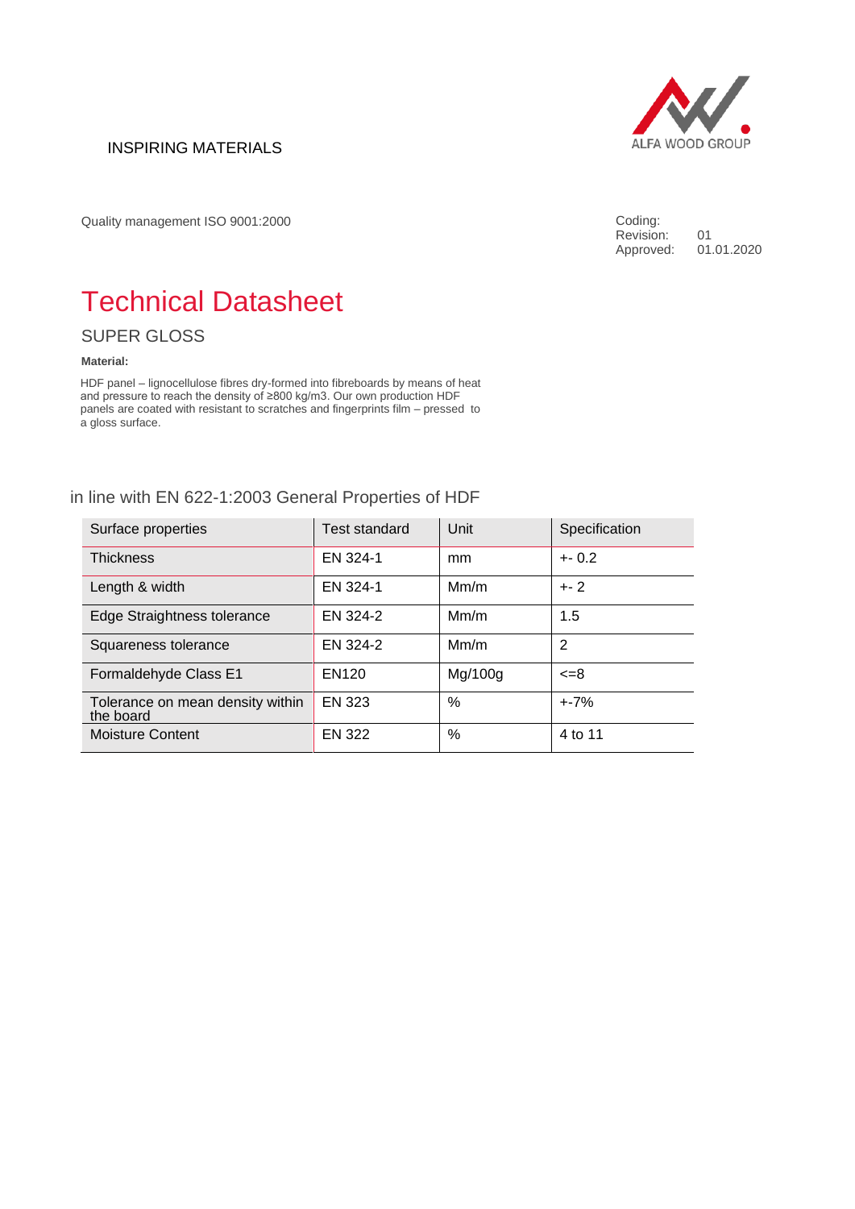INSPIRING MATERIALS

ALFA WOOD GROUP

Quality management ISO 9001:2000

Coding:
Revision: 01
Approved: 01.01.2020

# Technical Datasheet

## SUPER GLOSS

**Material:**

HDF panel – lignocellulose fibres dry-formed into fibreboards by means of heat and pressure to reach the density of ≥800 kg/m3. Our own production HDF panels are coated with resistant to scratches and fingerprints film – pressed to a gloss surface.

### in line with EN 622-1:2003 General Properties of HDF

| Surface properties | Test standard | Unit | Specification |
|---|---|---|---|
| Thickness | EN 324-1 | mm | +- 0.2 |
| Length & width | EN 324-1 | Mm/m | +- 2 |
| Edge Straightness tolerance | EN 324-2 | Mm/m | 1.5 |
| Squareness tolerance | EN 324-2 | Mm/m | 2 |
| Formaldehyde Class E1 | EN120 | Mg/100g | <=8 |
| Tolerance on mean density within the board | EN 323 | % | +-7% |
| Moisture Content | EN 322 | % | 4 to 11 |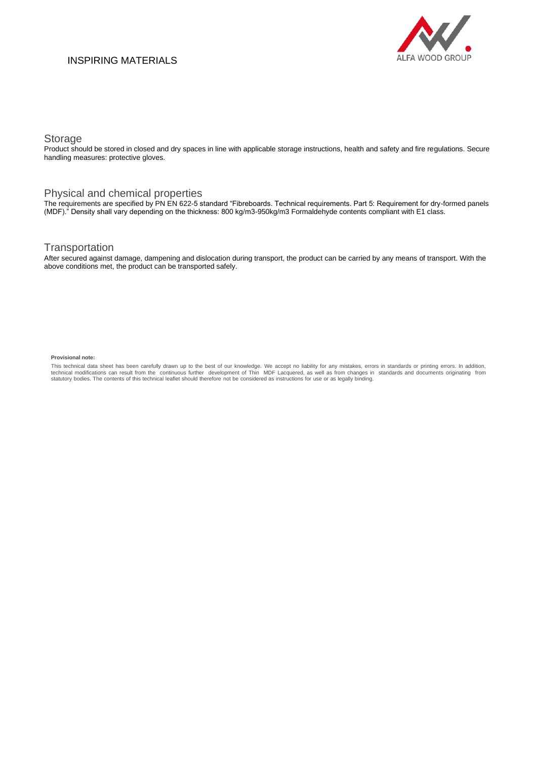## Storage

Product should be stored in closed and dry spaces in line with applicable storage instructions, health and safety and fire regulations. Secure handling measures: protective gloves.

## Physical and chemical properties

The requirements are specified by PN EN 622-5 standard "Fibreboards. Technical requirements. Part 5: Requirement for dry-formed panels (MDF)." Density shall vary depending on the thickness: 800 kg/m3-950kg/m3 Formaldehyde contents compliant with E1 class.

## Transportation

After secured against damage, dampening and dislocation during transport, the product can be carried by any means of transport. With the above conditions met, the product can be transported safely.

**Provisional note:**

This technical data sheet has been carefully drawn up to the best of our knowledge. We accept no liability for any mistakes, errors in standards or printing errors. In addition, technical modifications can result from the continuous further development of Thin MDF Lacquered, as well as from changes in standards and documents originating from statutory bodies. The contents of this technical leaflet should therefore not be considered as instructions for use or as legally binding.